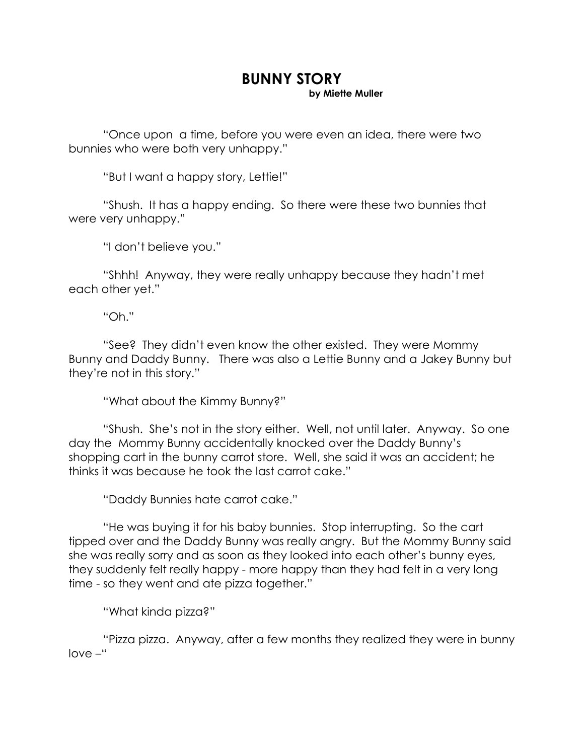# BUNNY STORY

**by Miette Muller**

"Once upon a time, before you were even an idea, there were two bunnies who were both very unhappy."

"But I want a happy story, Lettie!"

"Shush. It has a happy ending. So there were these two bunnies that were very unhappy."

"I don't believe you."

"Shhh! Anyway, they were really unhappy because they hadn't met each other yet."

"Oh."

"See? They didn't even know the other existed. They were Mommy Bunny and Daddy Bunny. There was also a Lettie Bunny and a Jakey Bunny but they're not in this story."

"What about the Kimmy Bunny?"

"Shush. She's not in the story either. Well, not until later. Anyway. So one day the Mommy Bunny accidentally knocked over the Daddy Bunny's shopping cart in the bunny carrot store. Well, she said it was an accident; he thinks it was because he took the last carrot cake."

"Daddy Bunnies hate carrot cake."

"He was buying it for his baby bunnies. Stop interrupting. So the cart tipped over and the Daddy Bunny was really angry. But the Mommy Bunny said she was really sorry and as soon as they looked into each other's bunny eyes, they suddenly felt really happy - more happy than they had felt in a very long time - so they went and ate pizza together."

"What kinda pizza?"

"Pizza pizza. Anyway, after a few months they realized they were in bunny love –"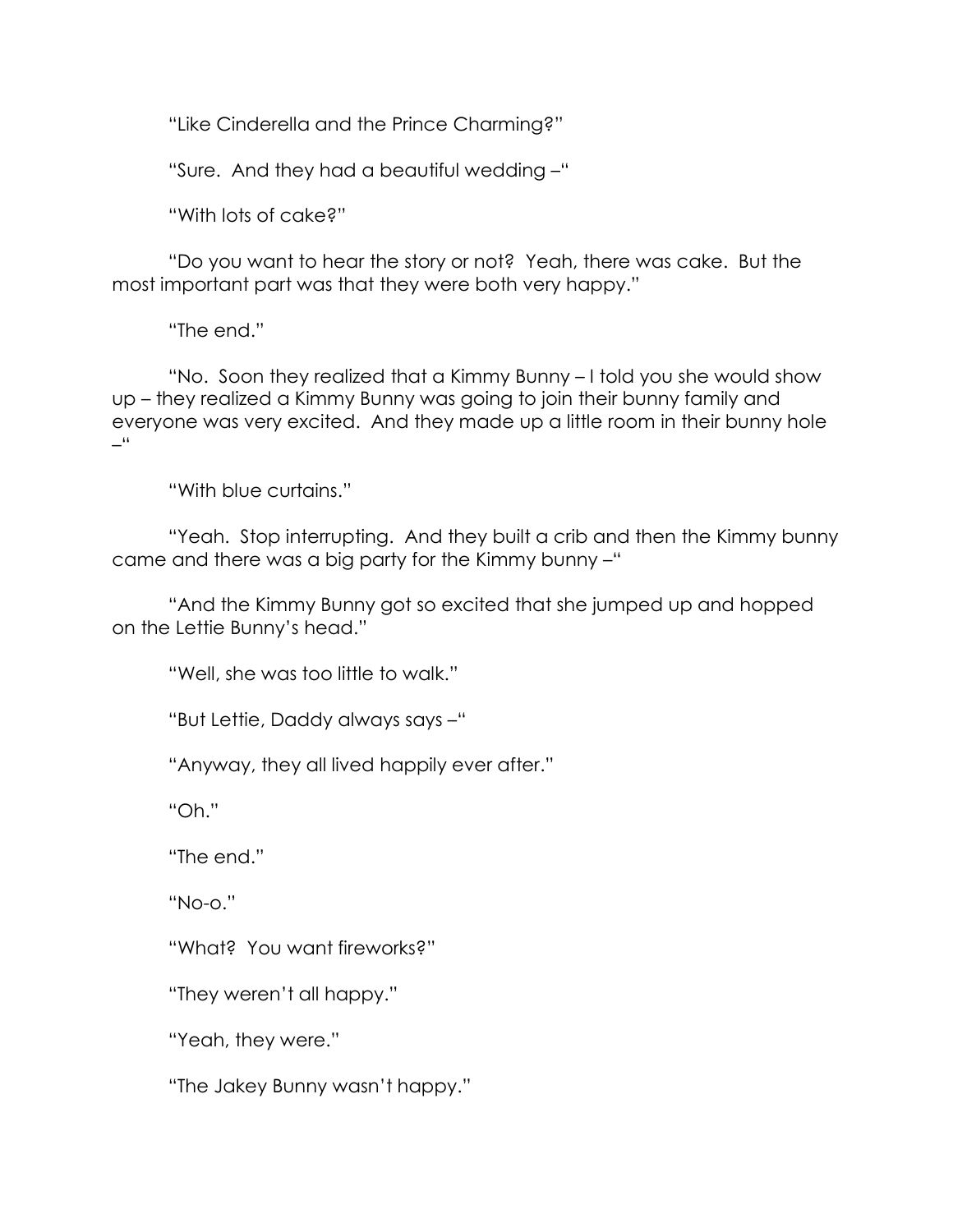"Like Cinderella and the Prince Charming?"

"Sure. And they had a beautiful wedding –"

"With lots of cake?"

"Do you want to hear the story or not? Yeah, there was cake. But the most important part was that they were both very happy."

"The end."

"No. Soon they realized that a Kimmy Bunny – I told you she would show up – they realized a Kimmy Bunny was going to join their bunny family and everyone was very excited. And they made up a little room in their bunny hole –"

"With blue curtains."

"Yeah. Stop interrupting. And they built a crib and then the Kimmy bunny came and there was a big party for the Kimmy bunny –"

"And the Kimmy Bunny got so excited that she jumped up and hopped on the Lettie Bunny's head."

"Well, she was too little to walk."

"But Lettie, Daddy always says –"

"Anyway, they all lived happily ever after."

"Oh."

"The end."

"No-o."

"What? You want fireworks?"

"They weren't all happy."

"Yeah, they were."

"The Jakey Bunny wasn't happy."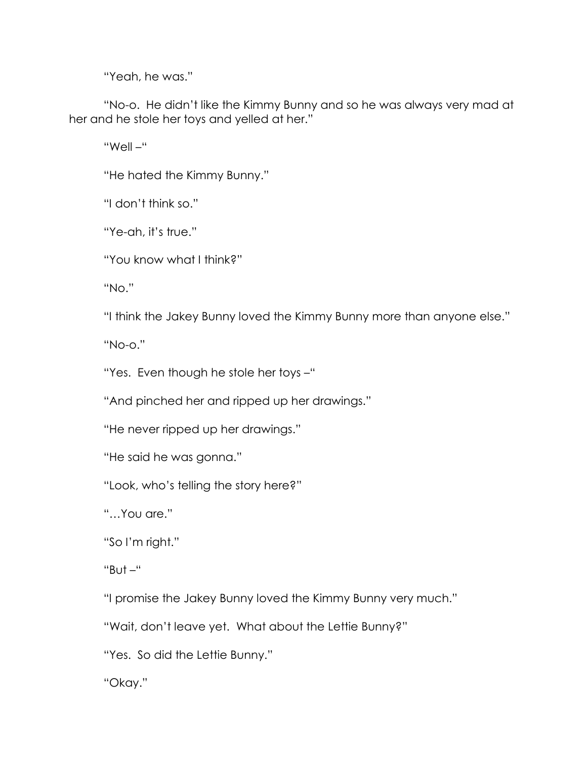"Yeah, he was."

"No-o. He didn't like the Kimmy Bunny and so he was always very mad at her and he stole her toys and yelled at her."

"Well –"

"He hated the Kimmy Bunny."

"I don't think so."

"Ye-ah, it's true."

"You know what I think?"

"No."

"I think the Jakey Bunny loved the Kimmy Bunny more than anyone else."

"No-o."

"Yes. Even though he stole her toys –"

"And pinched her and ripped up her drawings."

"He never ripped up her drawings."

"He said he was gonna."

"Look, who's telling the story here?"

"…You are."

"So I'm right."

"But –"

"I promise the Jakey Bunny loved the Kimmy Bunny very much."

"Wait, don't leave yet. What about the Lettie Bunny?"

"Yes. So did the Lettie Bunny."

"Okay."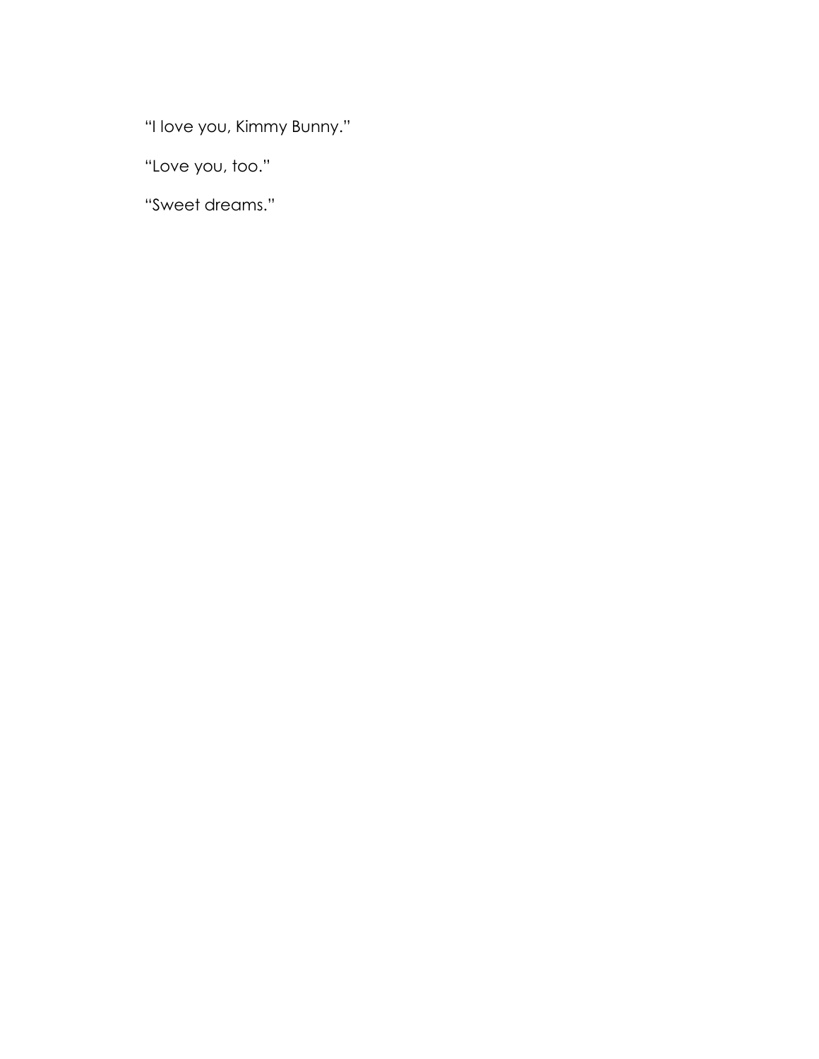"I love you, Kimmy Bunny."

"Love you, too."

"Sweet dreams."